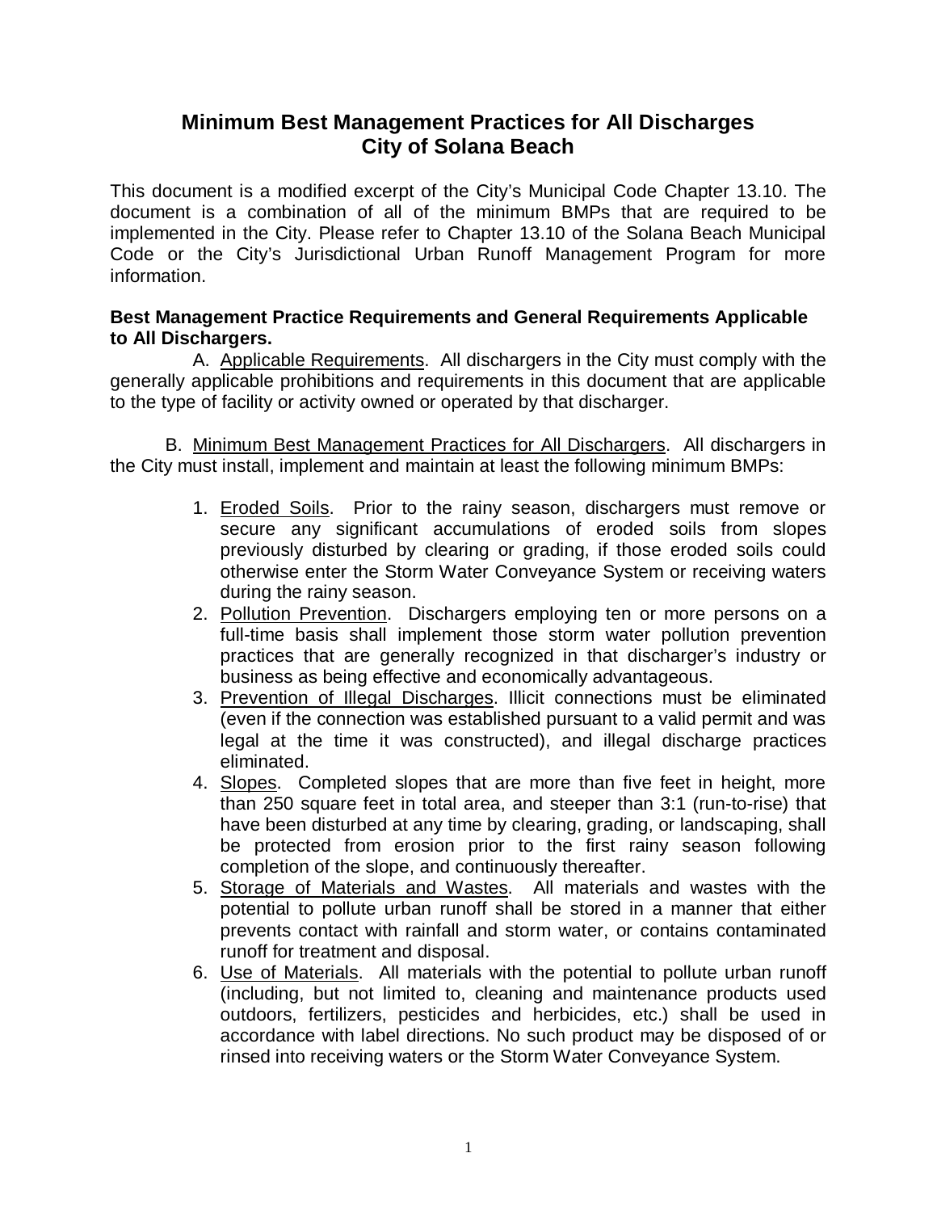# Minimum Best Management Practices for All Discharges
# City of Solana Beach

This document is a modified excerpt of the City's Municipal Code Chapter 13.10. The document is a combination of all of the minimum BMPs that are required to be implemented in the City. Please refer to Chapter 13.10 of the Solana Beach Municipal Code or the City's Jurisdictional Urban Runoff Management Program for more information.

**Best Management Practice Requirements and General Requirements Applicable to All Dischargers.**

A. Applicable Requirements. All dischargers in the City must comply with the generally applicable prohibitions and requirements in this document that are applicable to the type of facility or activity owned or operated by that discharger.

B. Minimum Best Management Practices for All Dischargers. All dischargers in the City must install, implement and maintain at least the following minimum BMPs:

1. Eroded Soils. Prior to the rainy season, dischargers must remove or secure any significant accumulations of eroded soils from slopes previously disturbed by clearing or grading, if those eroded soils could otherwise enter the Storm Water Conveyance System or receiving waters during the rainy season.
2. Pollution Prevention. Dischargers employing ten or more persons on a full-time basis shall implement those storm water pollution prevention practices that are generally recognized in that discharger's industry or business as being effective and economically advantageous.
3. Prevention of Illegal Discharges. Illicit connections must be eliminated (even if the connection was established pursuant to a valid permit and was legal at the time it was constructed), and illegal discharge practices eliminated.
4. Slopes. Completed slopes that are more than five feet in height, more than 250 square feet in total area, and steeper than 3:1 (run-to-rise) that have been disturbed at any time by clearing, grading, or landscaping, shall be protected from erosion prior to the first rainy season following completion of the slope, and continuously thereafter.
5. Storage of Materials and Wastes. All materials and wastes with the potential to pollute urban runoff shall be stored in a manner that either prevents contact with rainfall and storm water, or contains contaminated runoff for treatment and disposal.
6. Use of Materials. All materials with the potential to pollute urban runoff (including, but not limited to, cleaning and maintenance products used outdoors, fertilizers, pesticides and herbicides, etc.) shall be used in accordance with label directions. No such product may be disposed of or rinsed into receiving waters or the Storm Water Conveyance System.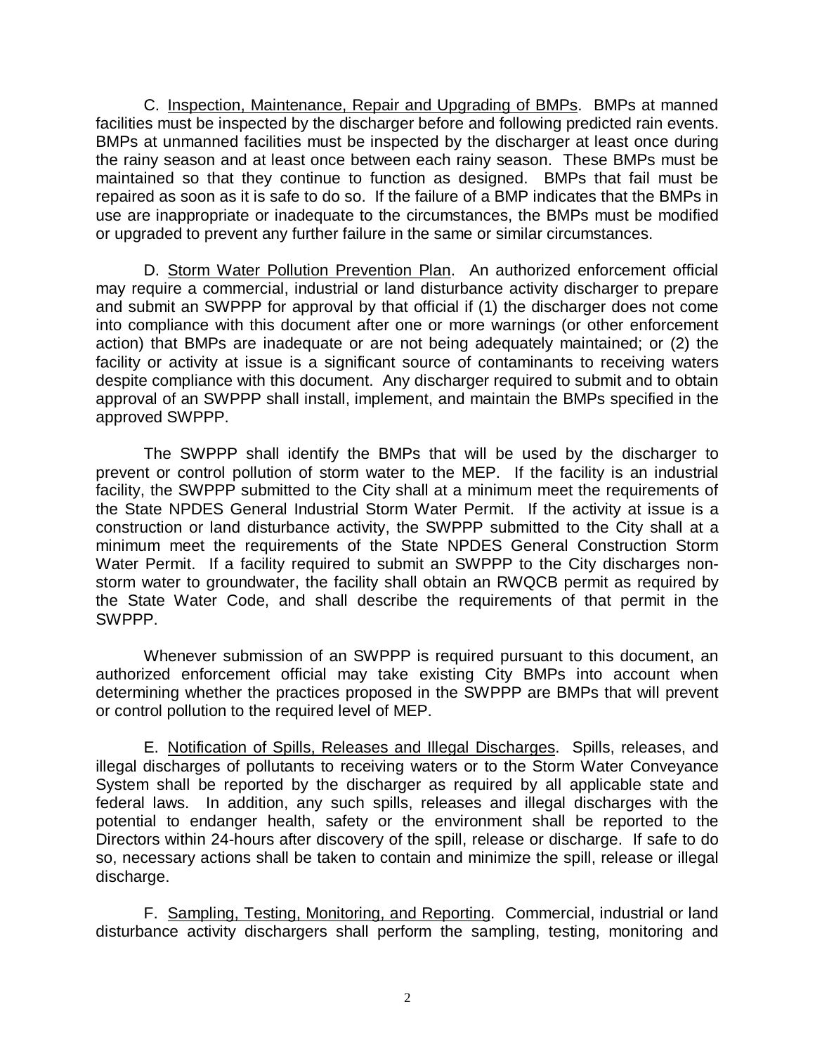C. Inspection, Maintenance, Repair and Upgrading of BMPs. BMPs at manned facilities must be inspected by the discharger before and following predicted rain events. BMPs at unmanned facilities must be inspected by the discharger at least once during the rainy season and at least once between each rainy season. These BMPs must be maintained so that they continue to function as designed. BMPs that fail must be repaired as soon as it is safe to do so. If the failure of a BMP indicates that the BMPs in use are inappropriate or inadequate to the circumstances, the BMPs must be modified or upgraded to prevent any further failure in the same or similar circumstances.

D. Storm Water Pollution Prevention Plan. An authorized enforcement official may require a commercial, industrial or land disturbance activity discharger to prepare and submit an SWPPP for approval by that official if (1) the discharger does not come into compliance with this document after one or more warnings (or other enforcement action) that BMPs are inadequate or are not being adequately maintained; or (2) the facility or activity at issue is a significant source of contaminants to receiving waters despite compliance with this document. Any discharger required to submit and to obtain approval of an SWPPP shall install, implement, and maintain the BMPs specified in the approved SWPPP.

The SWPPP shall identify the BMPs that will be used by the discharger to prevent or control pollution of storm water to the MEP. If the facility is an industrial facility, the SWPPP submitted to the City shall at a minimum meet the requirements of the State NPDES General Industrial Storm Water Permit. If the activity at issue is a construction or land disturbance activity, the SWPPP submitted to the City shall at a minimum meet the requirements of the State NPDES General Construction Storm Water Permit. If a facility required to submit an SWPPP to the City discharges non-storm water to groundwater, the facility shall obtain an RWQCB permit as required by the State Water Code, and shall describe the requirements of that permit in the SWPPP.

Whenever submission of an SWPPP is required pursuant to this document, an authorized enforcement official may take existing City BMPs into account when determining whether the practices proposed in the SWPPP are BMPs that will prevent or control pollution to the required level of MEP.

E. Notification of Spills, Releases and Illegal Discharges. Spills, releases, and illegal discharges of pollutants to receiving waters or to the Storm Water Conveyance System shall be reported by the discharger as required by all applicable state and federal laws. In addition, any such spills, releases and illegal discharges with the potential to endanger health, safety or the environment shall be reported to the Directors within 24-hours after discovery of the spill, release or discharge. If safe to do so, necessary actions shall be taken to contain and minimize the spill, release or illegal discharge.

F. Sampling, Testing, Monitoring, and Reporting. Commercial, industrial or land disturbance activity dischargers shall perform the sampling, testing, monitoring and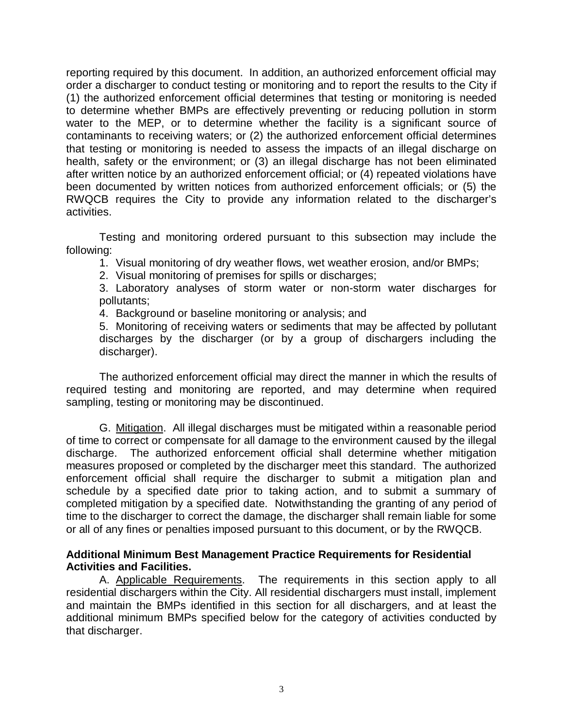reporting required by this document. In addition, an authorized enforcement official may order a discharger to conduct testing or monitoring and to report the results to the City if (1) the authorized enforcement official determines that testing or monitoring is needed to determine whether BMPs are effectively preventing or reducing pollution in storm water to the MEP, or to determine whether the facility is a significant source of contaminants to receiving waters; or (2) the authorized enforcement official determines that testing or monitoring is needed to assess the impacts of an illegal discharge on health, safety or the environment; or (3) an illegal discharge has not been eliminated after written notice by an authorized enforcement official; or (4) repeated violations have been documented by written notices from authorized enforcement officials; or (5) the RWQCB requires the City to provide any information related to the discharger's activities.

Testing and monitoring ordered pursuant to this subsection may include the following:

1. Visual monitoring of dry weather flows, wet weather erosion, and/or BMPs;
2. Visual monitoring of premises for spills or discharges;
3. Laboratory analyses of storm water or non-storm water discharges for pollutants;
4. Background or baseline monitoring or analysis; and
5. Monitoring of receiving waters or sediments that may be affected by pollutant discharges by the discharger (or by a group of dischargers including the discharger).

The authorized enforcement official may direct the manner in which the results of required testing and monitoring are reported, and may determine when required sampling, testing or monitoring may be discontinued.

G. Mitigation. All illegal discharges must be mitigated within a reasonable period of time to correct or compensate for all damage to the environment caused by the illegal discharge. The authorized enforcement official shall determine whether mitigation measures proposed or completed by the discharger meet this standard. The authorized enforcement official shall require the discharger to submit a mitigation plan and schedule by a specified date prior to taking action, and to submit a summary of completed mitigation by a specified date. Notwithstanding the granting of any period of time to the discharger to correct the damage, the discharger shall remain liable for some or all of any fines or penalties imposed pursuant to this document, or by the RWQCB.

**Additional Minimum Best Management Practice Requirements for Residential Activities and Facilities.**

A. Applicable Requirements. The requirements in this section apply to all residential dischargers within the City. All residential dischargers must install, implement and maintain the BMPs identified in this section for all dischargers, and at least the additional minimum BMPs specified below for the category of activities conducted by that discharger.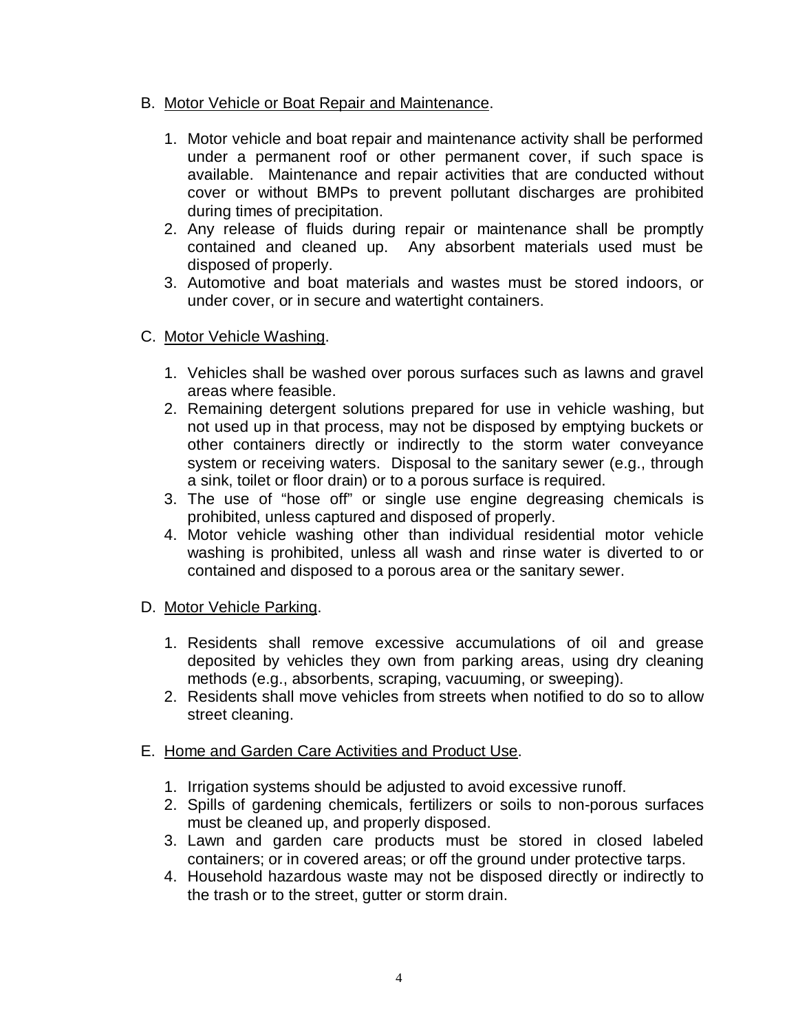B. <u>Motor Vehicle or Boat Repair and Maintenance</u>.

1. Motor vehicle and boat repair and maintenance activity shall be performed under a permanent roof or other permanent cover, if such space is available. Maintenance and repair activities that are conducted without cover or without BMPs to prevent pollutant discharges are prohibited during times of precipitation.
2. Any release of fluids during repair or maintenance shall be promptly contained and cleaned up. Any absorbent materials used must be disposed of properly.
3. Automotive and boat materials and wastes must be stored indoors, or under cover, or in secure and watertight containers.

C. <u>Motor Vehicle Washing</u>.

1. Vehicles shall be washed over porous surfaces such as lawns and gravel areas where feasible.
2. Remaining detergent solutions prepared for use in vehicle washing, but not used up in that process, may not be disposed by emptying buckets or other containers directly or indirectly to the storm water conveyance system or receiving waters. Disposal to the sanitary sewer (e.g., through a sink, toilet or floor drain) or to a porous surface is required.
3. The use of "hose off" or single use engine degreasing chemicals is prohibited, unless captured and disposed of properly.
4. Motor vehicle washing other than individual residential motor vehicle washing is prohibited, unless all wash and rinse water is diverted to or contained and disposed to a porous area or the sanitary sewer.

D. <u>Motor Vehicle Parking</u>.

1. Residents shall remove excessive accumulations of oil and grease deposited by vehicles they own from parking areas, using dry cleaning methods (e.g., absorbents, scraping, vacuuming, or sweeping).
2. Residents shall move vehicles from streets when notified to do so to allow street cleaning.

E. <u>Home and Garden Care Activities and Product Use</u>.

1. Irrigation systems should be adjusted to avoid excessive runoff.
2. Spills of gardening chemicals, fertilizers or soils to non-porous surfaces must be cleaned up, and properly disposed.
3. Lawn and garden care products must be stored in closed labeled containers; or in covered areas; or off the ground under protective tarps.
4. Household hazardous waste may not be disposed directly or indirectly to the trash or to the street, gutter or storm drain.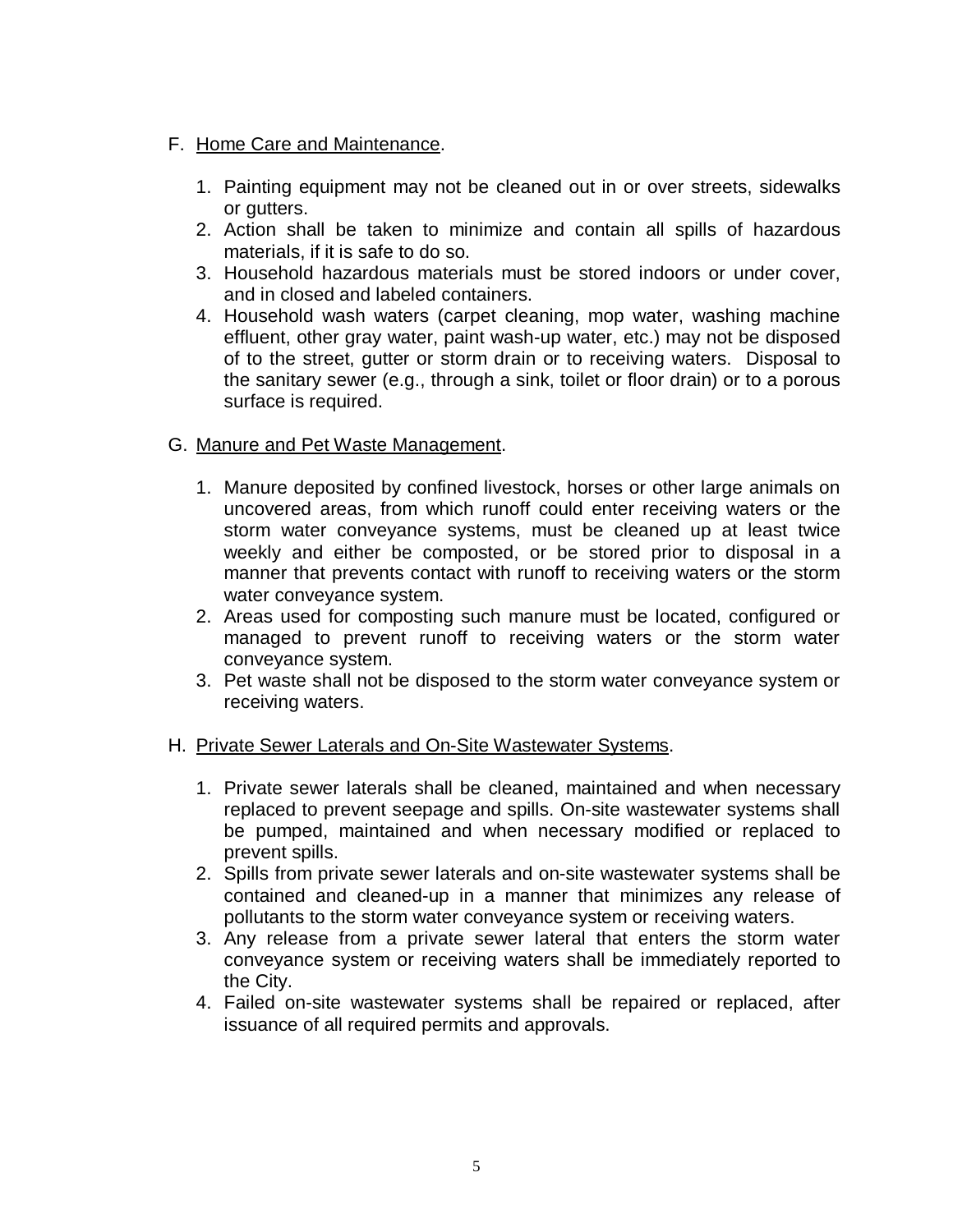F. Home Care and Maintenance.

1. Painting equipment may not be cleaned out in or over streets, sidewalks or gutters.
2. Action shall be taken to minimize and contain all spills of hazardous materials, if it is safe to do so.
3. Household hazardous materials must be stored indoors or under cover, and in closed and labeled containers.
4. Household wash waters (carpet cleaning, mop water, washing machine effluent, other gray water, paint wash-up water, etc.) may not be disposed of to the street, gutter or storm drain or to receiving waters. Disposal to the sanitary sewer (e.g., through a sink, toilet or floor drain) or to a porous surface is required.

G. Manure and Pet Waste Management.

1. Manure deposited by confined livestock, horses or other large animals on uncovered areas, from which runoff could enter receiving waters or the storm water conveyance systems, must be cleaned up at least twice weekly and either be composted, or be stored prior to disposal in a manner that prevents contact with runoff to receiving waters or the storm water conveyance system.
2. Areas used for composting such manure must be located, configured or managed to prevent runoff to receiving waters or the storm water conveyance system.
3. Pet waste shall not be disposed to the storm water conveyance system or receiving waters.

H. Private Sewer Laterals and On-Site Wastewater Systems.

1. Private sewer laterals shall be cleaned, maintained and when necessary replaced to prevent seepage and spills. On-site wastewater systems shall be pumped, maintained and when necessary modified or replaced to prevent spills.
2. Spills from private sewer laterals and on-site wastewater systems shall be contained and cleaned-up in a manner that minimizes any release of pollutants to the storm water conveyance system or receiving waters.
3. Any release from a private sewer lateral that enters the storm water conveyance system or receiving waters shall be immediately reported to the City.
4. Failed on-site wastewater systems shall be repaired or replaced, after issuance of all required permits and approvals.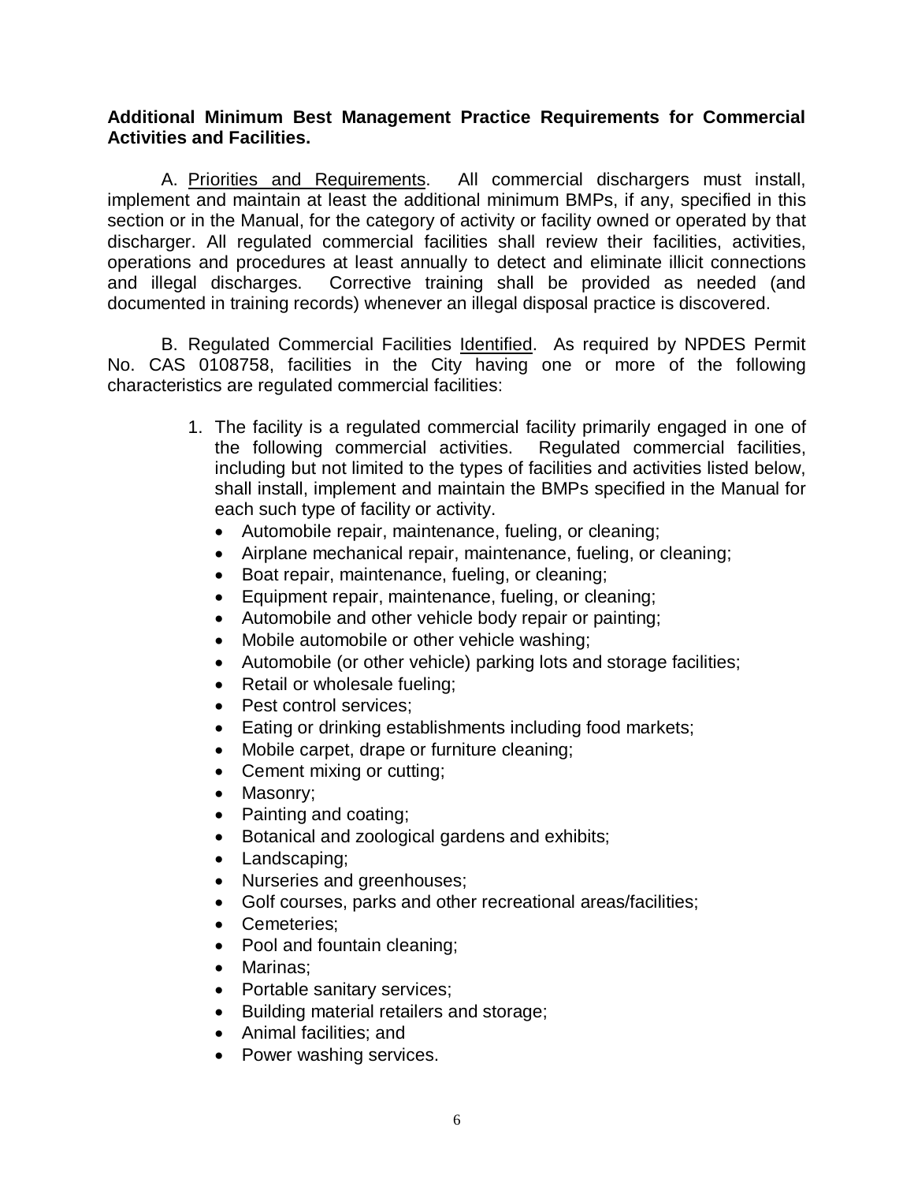**Additional Minimum Best Management Practice Requirements for Commercial Activities and Facilities.**

A. Priorities and Requirements. All commercial dischargers must install, implement and maintain at least the additional minimum BMPs, if any, specified in this section or in the Manual, for the category of activity or facility owned or operated by that discharger. All regulated commercial facilities shall review their facilities, activities, operations and procedures at least annually to detect and eliminate illicit connections and illegal discharges. Corrective training shall be provided as needed (and documented in training records) whenever an illegal disposal practice is discovered.

B. Regulated Commercial Facilities Identified. As required by NPDES Permit No. CAS 0108758, facilities in the City having one or more of the following characteristics are regulated commercial facilities:

1. The facility is a regulated commercial facility primarily engaged in one of the following commercial activities. Regulated commercial facilities, including but not limited to the types of facilities and activities listed below, shall install, implement and maintain the BMPs specified in the Manual for each such type of facility or activity.
   - Automobile repair, maintenance, fueling, or cleaning;
   - Airplane mechanical repair, maintenance, fueling, or cleaning;
   - Boat repair, maintenance, fueling, or cleaning;
   - Equipment repair, maintenance, fueling, or cleaning;
   - Automobile and other vehicle body repair or painting;
   - Mobile automobile or other vehicle washing;
   - Automobile (or other vehicle) parking lots and storage facilities;
   - Retail or wholesale fueling;
   - Pest control services;
   - Eating or drinking establishments including food markets;
   - Mobile carpet, drape or furniture cleaning;
   - Cement mixing or cutting;
   - Masonry;
   - Painting and coating;
   - Botanical and zoological gardens and exhibits;
   - Landscaping;
   - Nurseries and greenhouses;
   - Golf courses, parks and other recreational areas/facilities;
   - Cemeteries;
   - Pool and fountain cleaning;
   - Marinas;
   - Portable sanitary services;
   - Building material retailers and storage;
   - Animal facilities; and
   - Power washing services.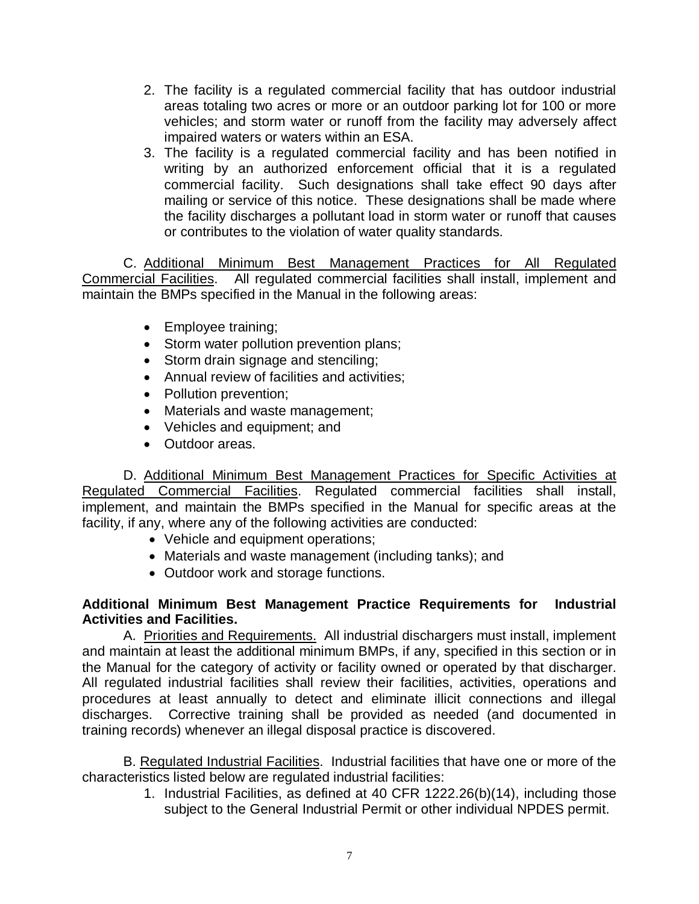2. The facility is a regulated commercial facility that has outdoor industrial areas totaling two acres or more or an outdoor parking lot for 100 or more vehicles; and storm water or runoff from the facility may adversely affect impaired waters or waters within an ESA.
3. The facility is a regulated commercial facility and has been notified in writing by an authorized enforcement official that it is a regulated commercial facility. Such designations shall take effect 90 days after mailing or service of this notice. These designations shall be made where the facility discharges a pollutant load in storm water or runoff that causes or contributes to the violation of water quality standards.

C. Additional Minimum Best Management Practices for All Regulated Commercial Facilities. All regulated commercial facilities shall install, implement and maintain the BMPs specified in the Manual in the following areas:

- Employee training;
- Storm water pollution prevention plans;
- Storm drain signage and stenciling;
- Annual review of facilities and activities;
- Pollution prevention;
- Materials and waste management;
- Vehicles and equipment; and
- Outdoor areas.

D. Additional Minimum Best Management Practices for Specific Activities at Regulated Commercial Facilities. Regulated commercial facilities shall install, implement, and maintain the BMPs specified in the Manual for specific areas at the facility, if any, where any of the following activities are conducted:

- Vehicle and equipment operations;
- Materials and waste management (including tanks); and
- Outdoor work and storage functions.

**Additional Minimum Best Management Practice Requirements for Industrial Activities and Facilities.**

A. Priorities and Requirements. All industrial dischargers must install, implement and maintain at least the additional minimum BMPs, if any, specified in this section or in the Manual for the category of activity or facility owned or operated by that discharger. All regulated industrial facilities shall review their facilities, activities, operations and procedures at least annually to detect and eliminate illicit connections and illegal discharges. Corrective training shall be provided as needed (and documented in training records) whenever an illegal disposal practice is discovered.

B. Regulated Industrial Facilities. Industrial facilities that have one or more of the characteristics listed below are regulated industrial facilities:

1. Industrial Facilities, as defined at 40 CFR 1222.26(b)(14), including those subject to the General Industrial Permit or other individual NPDES permit.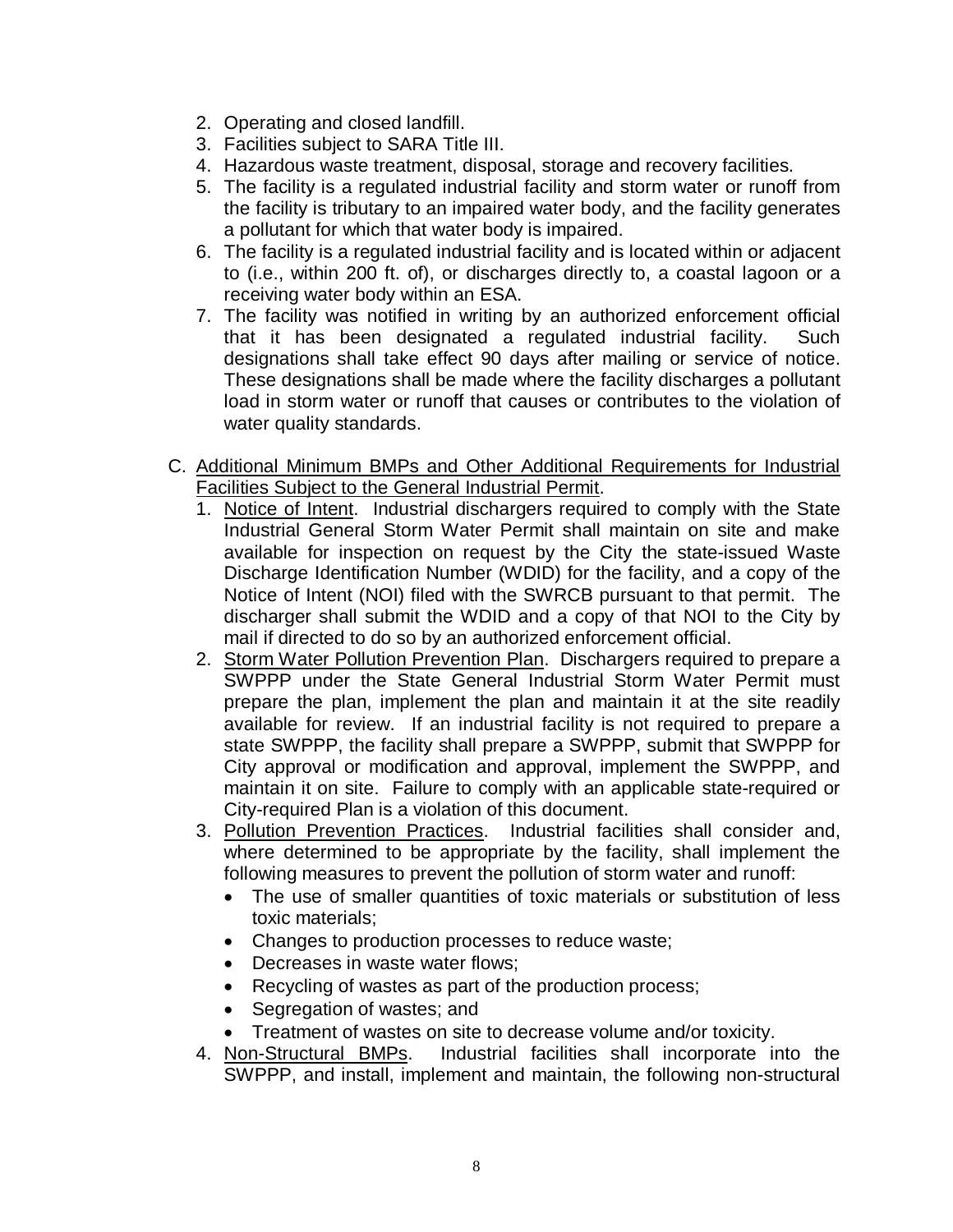2. Operating and closed landfill.
3. Facilities subject to SARA Title III.
4. Hazardous waste treatment, disposal, storage and recovery facilities.
5. The facility is a regulated industrial facility and storm water or runoff from the facility is tributary to an impaired water body, and the facility generates a pollutant for which that water body is impaired.
6. The facility is a regulated industrial facility and is located within or adjacent to (i.e., within 200 ft. of), or discharges directly to, a coastal lagoon or a receiving water body within an ESA.
7. The facility was notified in writing by an authorized enforcement official that it has been designated a regulated industrial facility. Such designations shall take effect 90 days after mailing or service of notice. These designations shall be made where the facility discharges a pollutant load in storm water or runoff that causes or contributes to the violation of water quality standards.

C. Additional Minimum BMPs and Other Additional Requirements for Industrial Facilities Subject to the General Industrial Permit.

1. Notice of Intent. Industrial dischargers required to comply with the State Industrial General Storm Water Permit shall maintain on site and make available for inspection on request by the City the state-issued Waste Discharge Identification Number (WDID) for the facility, and a copy of the Notice of Intent (NOI) filed with the SWRCB pursuant to that permit. The discharger shall submit the WDID and a copy of that NOI to the City by mail if directed to do so by an authorized enforcement official.
2. Storm Water Pollution Prevention Plan. Dischargers required to prepare a SWPPP under the State General Industrial Storm Water Permit must prepare the plan, implement the plan and maintain it at the site readily available for review. If an industrial facility is not required to prepare a state SWPPP, the facility shall prepare a SWPPP, submit that SWPPP for City approval or modification and approval, implement the SWPPP, and maintain it on site. Failure to comply with an applicable state-required or City-required Plan is a violation of this document.
3. Pollution Prevention Practices. Industrial facilities shall consider and, where determined to be appropriate by the facility, shall implement the following measures to prevent the pollution of storm water and runoff:
   - The use of smaller quantities of toxic materials or substitution of less toxic materials;
   - Changes to production processes to reduce waste;
   - Decreases in waste water flows;
   - Recycling of wastes as part of the production process;
   - Segregation of wastes; and
   - Treatment of wastes on site to decrease volume and/or toxicity.
4. Non-Structural BMPs. Industrial facilities shall incorporate into the SWPPP, and install, implement and maintain, the following non-structural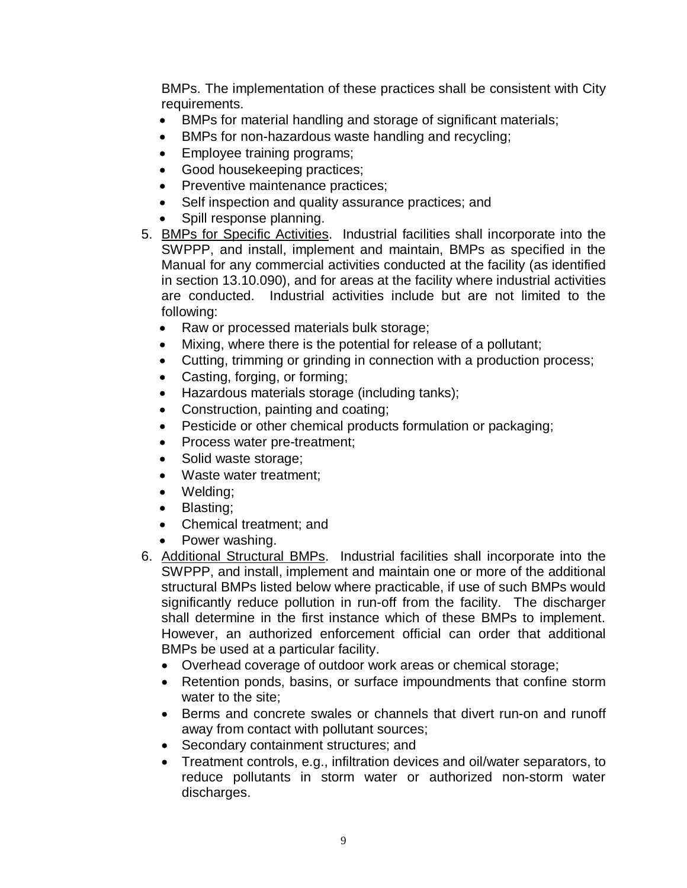BMPs. The implementation of these practices shall be consistent with City requirements.

- BMPs for material handling and storage of significant materials;
- BMPs for non-hazardous waste handling and recycling;
- Employee training programs;
- Good housekeeping practices;
- Preventive maintenance practices;
- Self inspection and quality assurance practices; and
- Spill response planning.

5. <u>BMPs for Specific Activities</u>. Industrial facilities shall incorporate into the SWPPP, and install, implement and maintain, BMPs as specified in the Manual for any commercial activities conducted at the facility (as identified in section 13.10.090), and for areas at the facility where industrial activities are conducted. Industrial activities include but are not limited to the following:
   - Raw or processed materials bulk storage;
   - Mixing, where there is the potential for release of a pollutant;
   - Cutting, trimming or grinding in connection with a production process;
   - Casting, forging, or forming;
   - Hazardous materials storage (including tanks);
   - Construction, painting and coating;
   - Pesticide or other chemical products formulation or packaging;
   - Process water pre-treatment;
   - Solid waste storage;
   - Waste water treatment;
   - Welding;
   - Blasting;
   - Chemical treatment; and
   - Power washing.
6. <u>Additional Structural BMPs</u>. Industrial facilities shall incorporate into the SWPPP, and install, implement and maintain one or more of the additional structural BMPs listed below where practicable, if use of such BMPs would significantly reduce pollution in run-off from the facility. The discharger shall determine in the first instance which of these BMPs to implement. However, an authorized enforcement official can order that additional BMPs be used at a particular facility.
   - Overhead coverage of outdoor work areas or chemical storage;
   - Retention ponds, basins, or surface impoundments that confine storm water to the site;
   - Berms and concrete swales or channels that divert run-on and runoff away from contact with pollutant sources;
   - Secondary containment structures; and
   - Treatment controls, e.g., infiltration devices and oil/water separators, to reduce pollutants in storm water or authorized non-storm water discharges.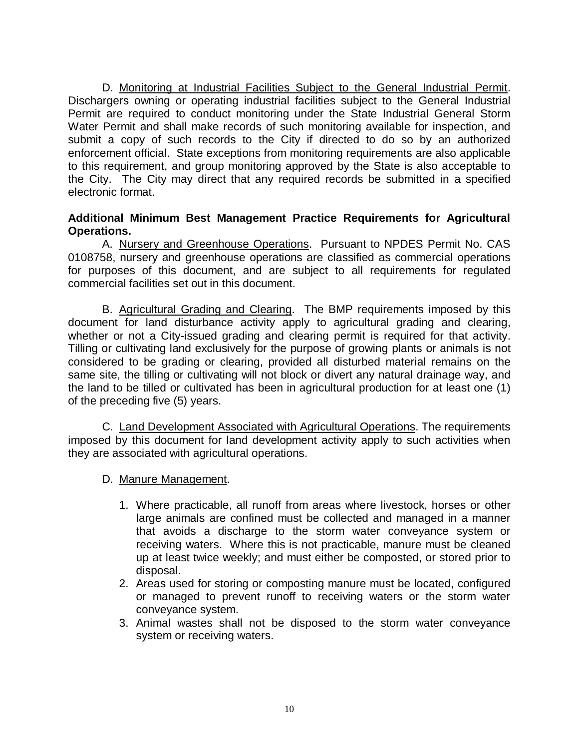D. <u>Monitoring at Industrial Facilities Subject to the General Industrial Permit</u>. Dischargers owning or operating industrial facilities subject to the General Industrial Permit are required to conduct monitoring under the State Industrial General Storm Water Permit and shall make records of such monitoring available for inspection, and submit a copy of such records to the City if directed to do so by an authorized enforcement official. State exceptions from monitoring requirements are also applicable to this requirement, and group monitoring approved by the State is also acceptable to the City. The City may direct that any required records be submitted in a specified electronic format.

**Additional Minimum Best Management Practice Requirements for Agricultural Operations.**

A. <u>Nursery and Greenhouse Operations</u>. Pursuant to NPDES Permit No. CAS 0108758, nursery and greenhouse operations are classified as commercial operations for purposes of this document, and are subject to all requirements for regulated commercial facilities set out in this document.

B. <u>Agricultural Grading and Clearing</u>. The BMP requirements imposed by this document for land disturbance activity apply to agricultural grading and clearing, whether or not a City-issued grading and clearing permit is required for that activity. Tilling or cultivating land exclusively for the purpose of growing plants or animals is not considered to be grading or clearing, provided all disturbed material remains on the same site, the tilling or cultivating will not block or divert any natural drainage way, and the land to be tilled or cultivated has been in agricultural production for at least one (1) of the preceding five (5) years.

C. <u>Land Development Associated with Agricultural Operations</u>. The requirements imposed by this document for land development activity apply to such activities when they are associated with agricultural operations.

D. <u>Manure Management</u>.

1. Where practicable, all runoff from areas where livestock, horses or other large animals are confined must be collected and managed in a manner that avoids a discharge to the storm water conveyance system or receiving waters. Where this is not practicable, manure must be cleaned up at least twice weekly; and must either be composted, or stored prior to disposal.
2. Areas used for storing or composting manure must be located, configured or managed to prevent runoff to receiving waters or the storm water conveyance system.
3. Animal wastes shall not be disposed to the storm water conveyance system or receiving waters.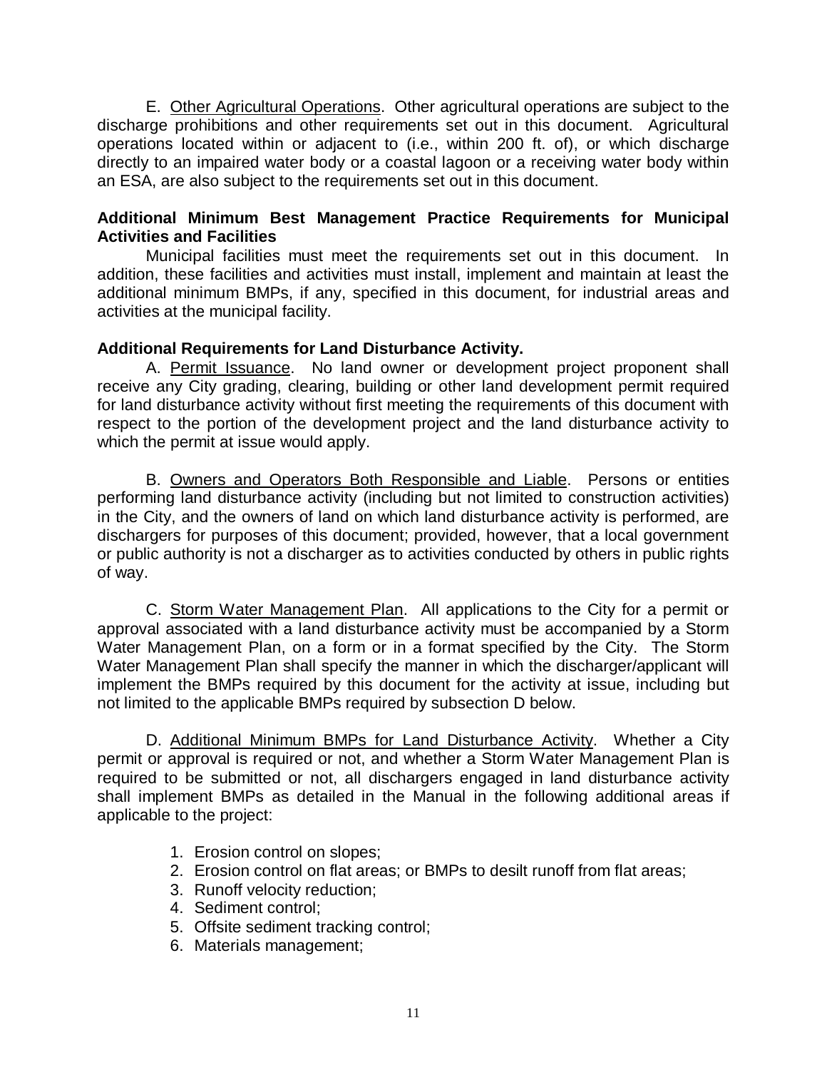E. Other Agricultural Operations. Other agricultural operations are subject to the discharge prohibitions and other requirements set out in this document. Agricultural operations located within or adjacent to (i.e., within 200 ft. of), or which discharge directly to an impaired water body or a coastal lagoon or a receiving water body within an ESA, are also subject to the requirements set out in this document.

**Additional Minimum Best Management Practice Requirements for Municipal Activities and Facilities**

Municipal facilities must meet the requirements set out in this document. In addition, these facilities and activities must install, implement and maintain at least the additional minimum BMPs, if any, specified in this document, for industrial areas and activities at the municipal facility.

**Additional Requirements for Land Disturbance Activity.**

A. Permit Issuance. No land owner or development project proponent shall receive any City grading, clearing, building or other land development permit required for land disturbance activity without first meeting the requirements of this document with respect to the portion of the development project and the land disturbance activity to which the permit at issue would apply.

B. Owners and Operators Both Responsible and Liable. Persons or entities performing land disturbance activity (including but not limited to construction activities) in the City, and the owners of land on which land disturbance activity is performed, are dischargers for purposes of this document; provided, however, that a local government or public authority is not a discharger as to activities conducted by others in public rights of way.

C. Storm Water Management Plan. All applications to the City for a permit or approval associated with a land disturbance activity must be accompanied by a Storm Water Management Plan, on a form or in a format specified by the City. The Storm Water Management Plan shall specify the manner in which the discharger/applicant will implement the BMPs required by this document for the activity at issue, including but not limited to the applicable BMPs required by subsection D below.

D. Additional Minimum BMPs for Land Disturbance Activity. Whether a City permit or approval is required or not, and whether a Storm Water Management Plan is required to be submitted or not, all dischargers engaged in land disturbance activity shall implement BMPs as detailed in the Manual in the following additional areas if applicable to the project:

1. Erosion control on slopes;
2. Erosion control on flat areas; or BMPs to desilt runoff from flat areas;
3. Runoff velocity reduction;
4. Sediment control;
5. Offsite sediment tracking control;
6. Materials management;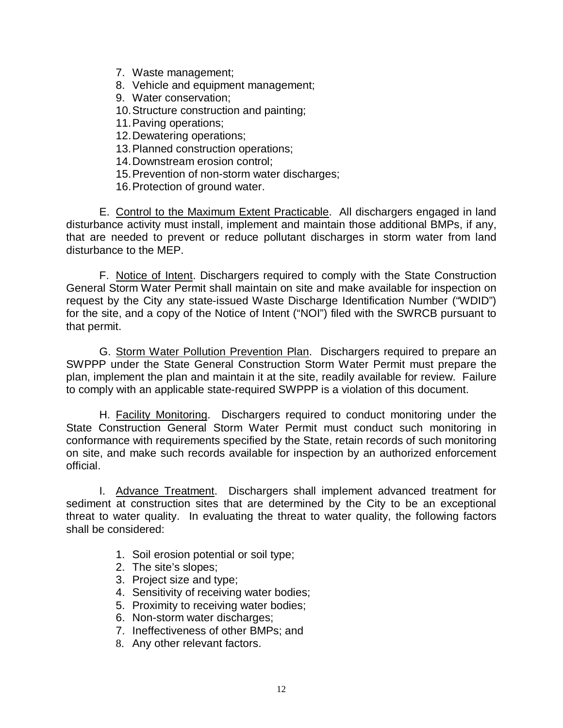7. Waste management;
8. Vehicle and equipment management;
9. Water conservation;
10. Structure construction and painting;
11. Paving operations;
12. Dewatering operations;
13. Planned construction operations;
14. Downstream erosion control;
15. Prevention of non-storm water discharges;
16. Protection of ground water.

E. Control to the Maximum Extent Practicable. All dischargers engaged in land disturbance activity must install, implement and maintain those additional BMPs, if any, that are needed to prevent or reduce pollutant discharges in storm water from land disturbance to the MEP.

F. Notice of Intent. Dischargers required to comply with the State Construction General Storm Water Permit shall maintain on site and make available for inspection on request by the City any state-issued Waste Discharge Identification Number ("WDID") for the site, and a copy of the Notice of Intent ("NOI") filed with the SWRCB pursuant to that permit.

G. Storm Water Pollution Prevention Plan. Dischargers required to prepare an SWPPP under the State General Construction Storm Water Permit must prepare the plan, implement the plan and maintain it at the site, readily available for review. Failure to comply with an applicable state-required SWPPP is a violation of this document.

H. Facility Monitoring. Dischargers required to conduct monitoring under the State Construction General Storm Water Permit must conduct such monitoring in conformance with requirements specified by the State, retain records of such monitoring on site, and make such records available for inspection by an authorized enforcement official.

I. Advance Treatment. Dischargers shall implement advanced treatment for sediment at construction sites that are determined by the City to be an exceptional threat to water quality. In evaluating the threat to water quality, the following factors shall be considered:

1. Soil erosion potential or soil type;
2. The site's slopes;
3. Project size and type;
4. Sensitivity of receiving water bodies;
5. Proximity to receiving water bodies;
6. Non-storm water discharges;
7. Ineffectiveness of other BMPs; and
8. Any other relevant factors.